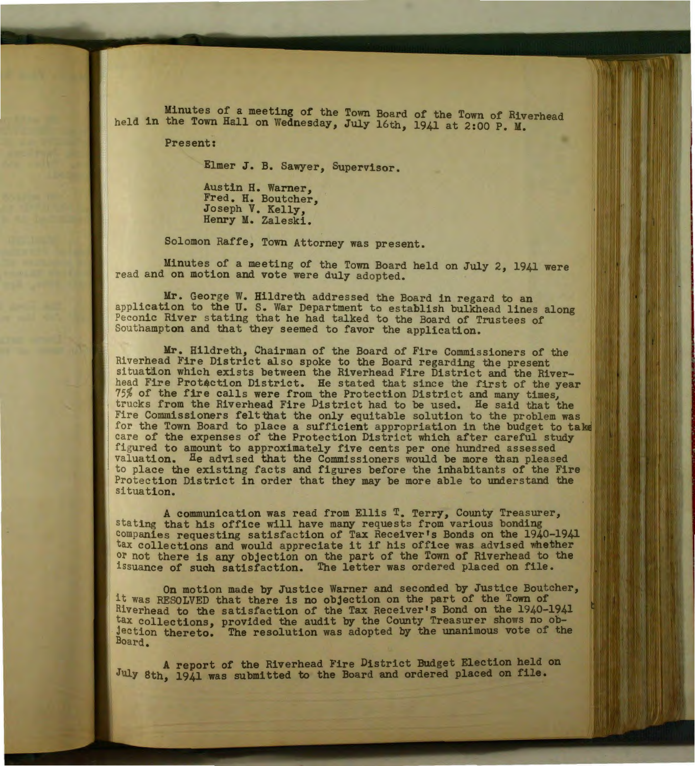Minutes of a meeting of the Town Board of the Town of Riverhead held in the Town Hall on Wednesday, July 16th, 1941 at 2:00 P. M.

Present:

Elmer J. B. Sawyer, Supervisor.

Austin H. Warner,
Fred. H. Boutcher,
Joseph V. Kelly,
Henry M. Zaleski.

Solomon Raffe, Town Attorney was present.

Minutes of a meeting of the Town Board held on July 2, 1941 were read and on motion and vote were duly adopted.

Mr. George W. Hildreth addressed the Board in regard to an application to the U. S. War Department to establish bulkhead lines along Peconic River stating that he had talked to the Board of Trustees of Southampton and that they seemed to favor the application.

Mr. Hildreth, Chairman of the Board of Fire Commissioners of the Riverhead Fire District also spoke to the Board regarding the present situation which exists between the Riverhead Fire District and the Riverhead Fire Protection District. He stated that since the first of the year 75% of the fire calls were from the Protection District and many times, trucks from the Riverhead Fire District had to be used. He said that the Fire Commissioners felt that the only equitable solution to the problem was for the Town Board to place a sufficient appropriation in the budget to take care of the expenses of the Protection District which after careful study figured to amount to approximately five cents per one hundred assessed valuation. He advised that the Commissioners would be more than pleased to place the existing facts and figures before the inhabitants of the Fire Protection District in order that they may be more able to understand the situation.

A communication was read from Ellis T. Terry, County Treasurer, stating that his office will have many requests from various bonding companies requesting satisfaction of Tax Receiver's Bonds on the 1940-1941 tax collections and would appreciate it if his office was advised whether or not there is any objection on the part of the Town of Riverhead to the issuance of such satisfaction. The letter was ordered placed on file.

On motion made by Justice Warner and seconded by Justice Boutcher, it was RESOLVED that there is no objection on the part of the Town of Riverhead to the satisfaction of the Tax Receiver's Bond on the 1940-1941 tax collections, provided the audit by the County Treasurer shows no objection thereto. The resolution was adopted by the unanimous vote of the Board.

A report of the Riverhead Fire District Budget Election held on July 8th, 1941 was submitted to the Board and ordered placed on file.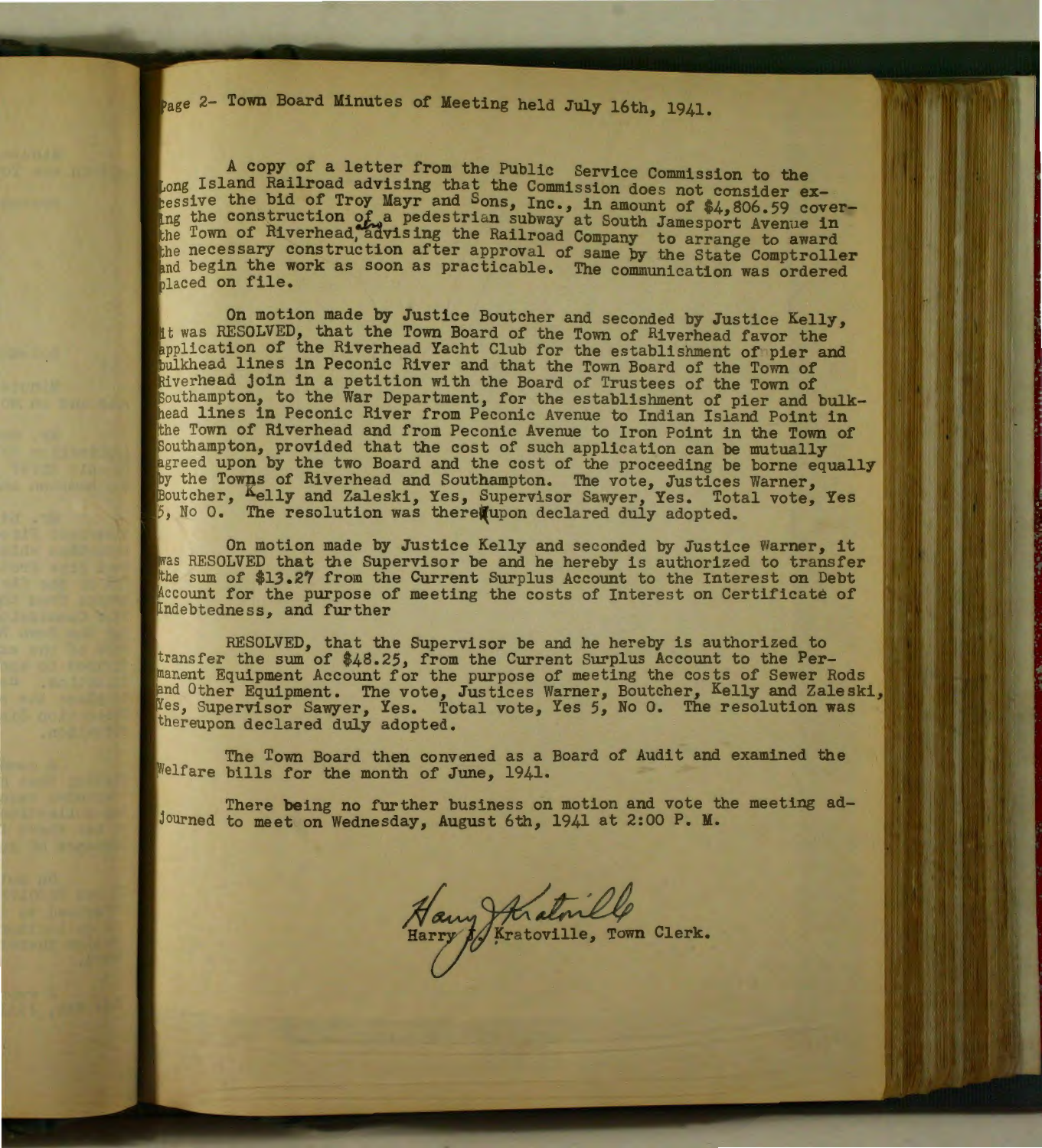Page 2- Town Board Minutes of Meeting held July 16th, 1941.

A copy of a letter from the Public Service Commission to the Long Island Railroad advising that the Commission does not consider excessive the bid of Troy Mayr and Sons, Inc., in amount of $4,806.59 covering the construction of a pedestrian subway at South Jamesport Avenue in the Town of Riverhead, advising the Railroad Company to arrange to award the necessary construction after approval of same by the State Comptroller and begin the work as soon as practicable. The communication was ordered placed on file.

On motion made by Justice Boutcher and seconded by Justice Kelly, it was RESOLVED, that the Town Board of the Town of Riverhead favor the application of the Riverhead Yacht Club for the establishment of pier and bulkhead lines in Peconic River and that the Town Board of the Town of Riverhead join in a petition with the Board of Trustees of the Town of Southampton, to the War Department, for the establishment of pier and bulkhead lines in Peconic River from Peconic Avenue to Indian Island Point in the Town of Riverhead and from Peconic Avenue to Iron Point in the Town of Southampton, provided that the cost of such application can be mutually agreed upon by the two Board and the cost of the proceeding be borne equally by the Towns of Riverhead and Southampton. The vote, Justices Warner, Boutcher, Kelly and Zaleski, Yes, Supervisor Sawyer, Yes. Total vote, Yes 5, No 0. The resolution was thereupon declared duly adopted.

On motion made by Justice Kelly and seconded by Justice Warner, it was RESOLVED that the Supervisor be and he hereby is authorized to transfer the sum of $13.27 from the Current Surplus Account to the Interest on Debt Account for the purpose of meeting the costs of Interest on Certificate of Indebtedness, and further

RESOLVED, that the Supervisor be and he hereby is authorized to transfer the sum of $48.25, from the Current Surplus Account to the Permanent Equipment Account for the purpose of meeting the costs of Sewer Rods and Other Equipment. The vote, Justices Warner, Boutcher, Kelly and Zaleski, Yes, Supervisor Sawyer, Yes. Total vote, Yes 5, No 0. The resolution was thereupon declared duly adopted.

The Town Board then convened as a Board of Audit and examined the Welfare bills for the month of June, 1941.

There being no further business on motion and vote the meeting adjourned to meet on Wednesday, August 6th, 1941 at 2:00 P. M.

Harry J. Kratoville, Town Clerk.